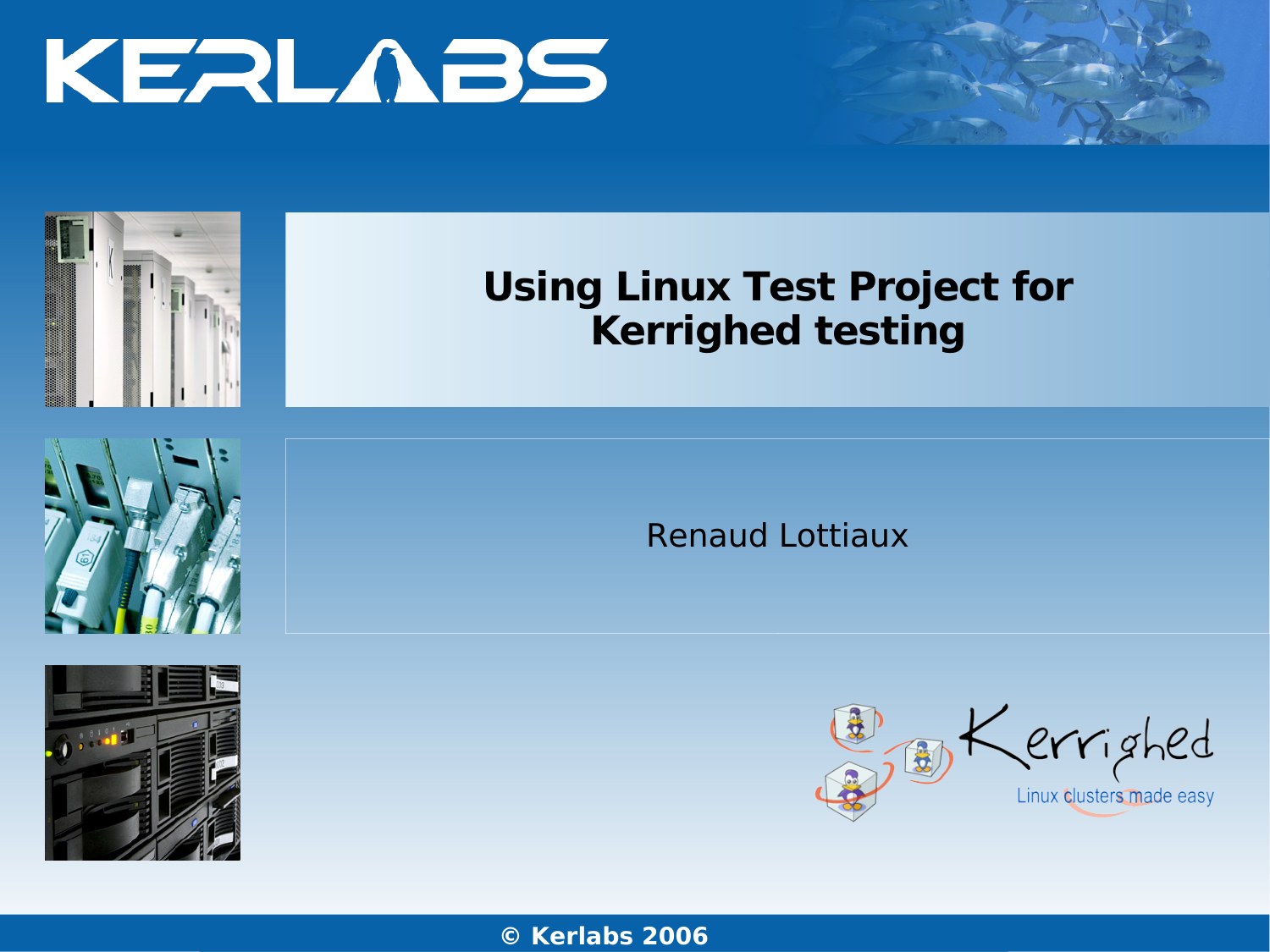# Using Linux Test Project for Kerrighed testing

Renaud Lottiaux

© Kerlabs 2006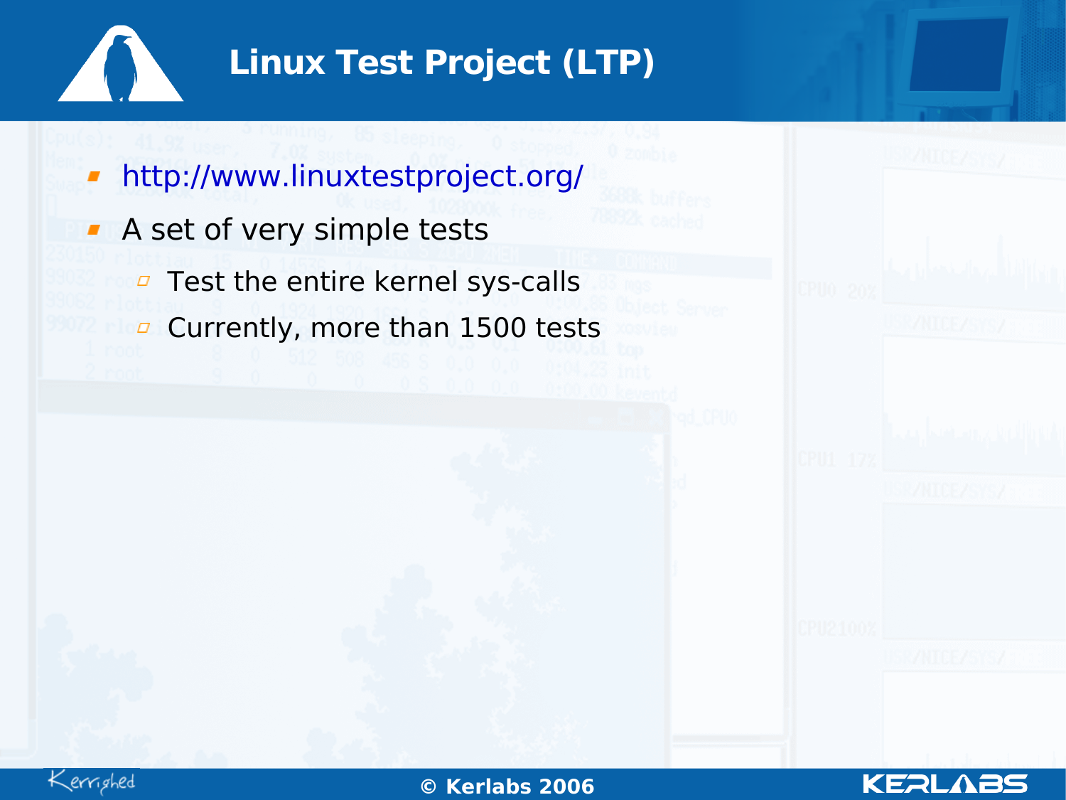# Linux Test Project (LTP)

- http://www.linuxtestproject.org/
- A set of very simple tests
  - Test the entire kernel sys-calls
  - Currently, more than 1500 tests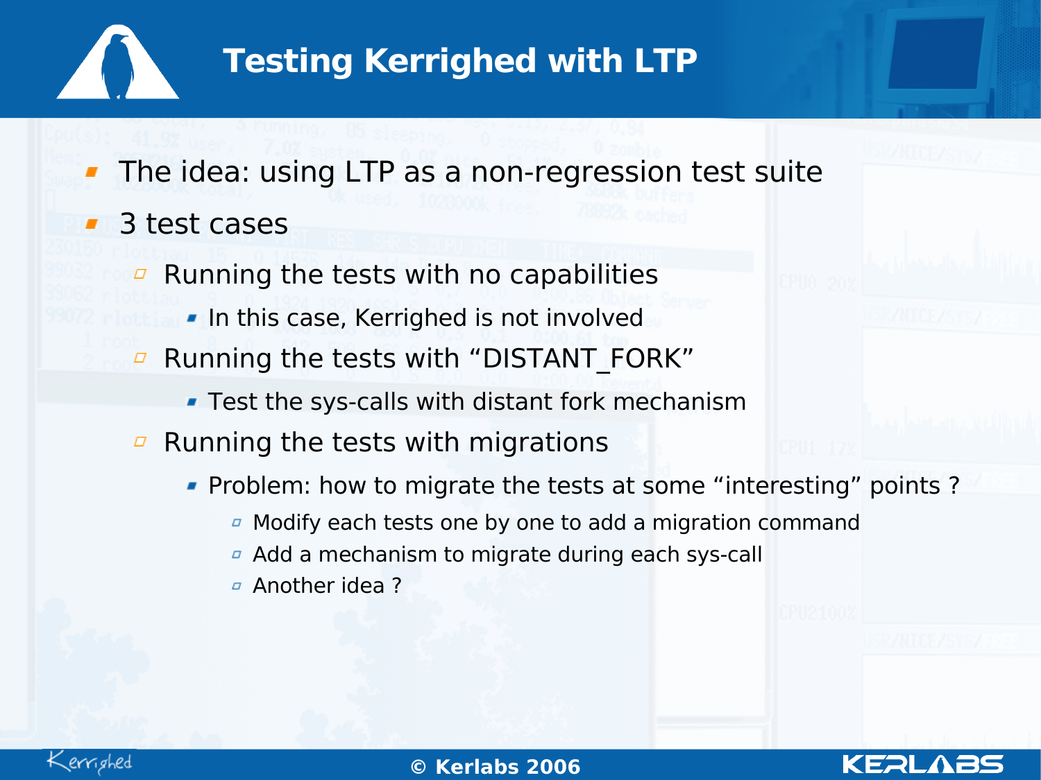# Testing Kerrighed with LTP

- The idea: using LTP as a non-regression test suite
- 3 test cases
  - Running the tests with no capabilities
    - In this case, Kerrighed is not involved
  - Running the tests with “DISTANT_FORK”
    - Test the sys-calls with distant fork mechanism
  - Running the tests with migrations
    - Problem: how to migrate the tests at some “interesting” points ?
      - Modify each tests one by one to add a migration command
      - Add a mechanism to migrate during each sys-call
      - Another idea ?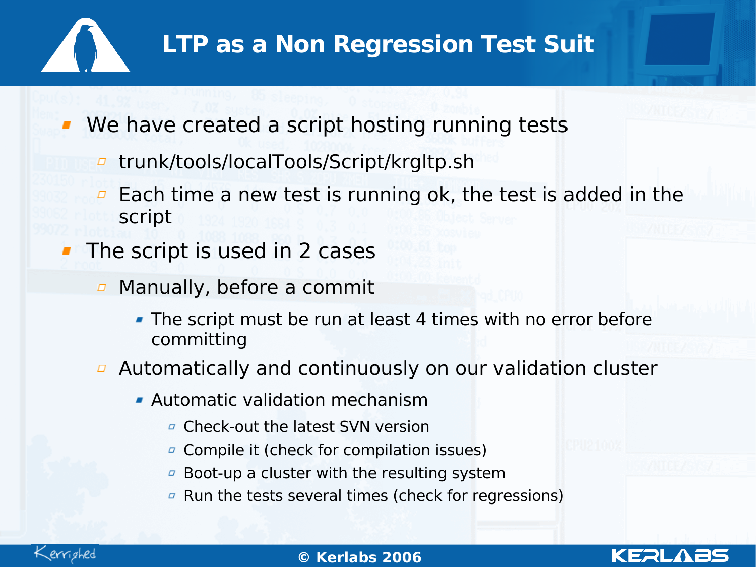# LTP as a Non Regression Test Suit

- We have created a script hosting running tests
  - trunk/tools/localTools/Script/krgltp.sh
  - Each time a new test is running ok, the test is added in the script
- The script is used in 2 cases
  - Manually, before a commit
    - The script must be run at least 4 times with no error before committing
  - Automatically and continuously on our validation cluster
    - Automatic validation mechanism
      - Check-out the latest SVN version
      - Compile it (check for compilation issues)
      - Boot-up a cluster with the resulting system
      - Run the tests several times (check for regressions)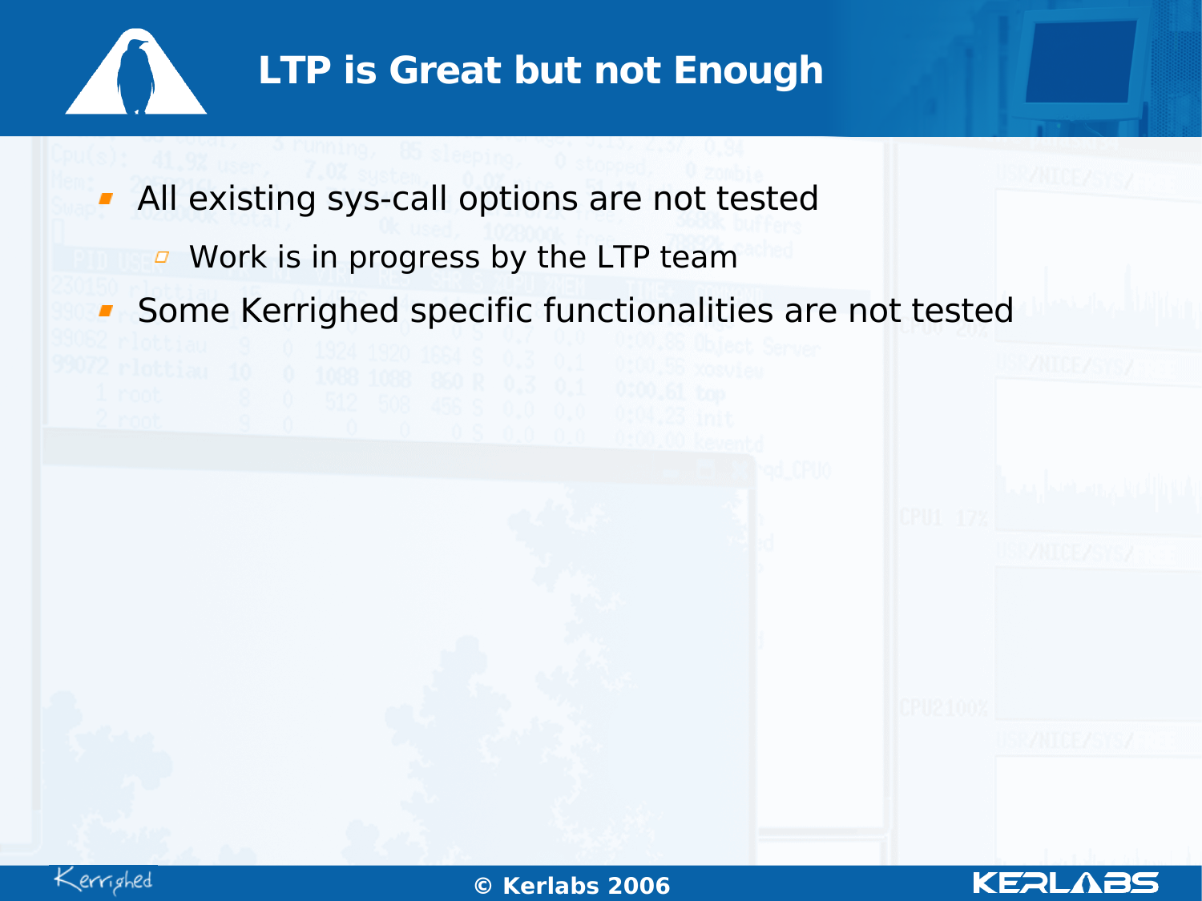# LTP is Great but not Enough

- All existing sys-call options are not tested
  - Work is in progress by the LTP team
- Some Kerrighed specific functionalities are not tested